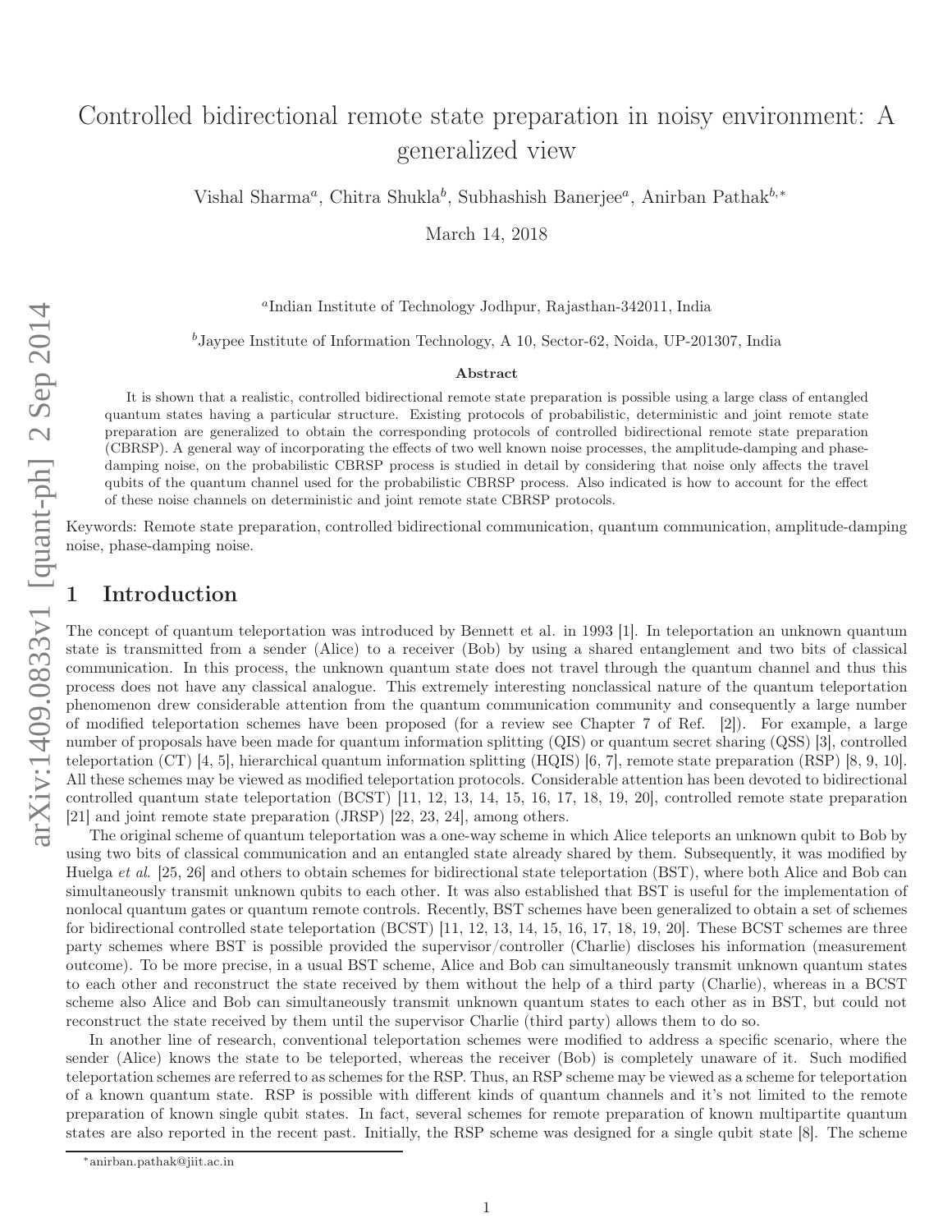# Controlled bidirectional remote state preparation in noisy environment: A generalized view

Vishal Sharma[a], Chitra Shukla[b], Subhashish Banerjee[a], Anirban Pathak[b,*]

March 14, 2018

[a]Indian Institute of Technology Jodhpur, Rajasthan-342011, India

[b]Jaypee Institute of Information Technology, A 10, Sector-62, Noida, UP-201307, India

## Abstract

It is shown that a realistic, controlled bidirectional remote state preparation is possible using a large class of entangled quantum states having a particular structure. Existing protocols of probabilistic, deterministic and joint remote state preparation are generalized to obtain the corresponding protocols of controlled bidirectional remote state preparation (CBRSP). A general way of incorporating the effects of two well known noise processes, the amplitude-damping and phase-damping noise, on the probabilistic CBRSP process is studied in detail by considering that noise only affects the travel qubits of the quantum channel used for the probabilistic CBRSP process. Also indicated is how to account for the effect of these noise channels on deterministic and joint remote state CBRSP protocols.

Keywords: Remote state preparation, controlled bidirectional communication, quantum communication, amplitude-damping noise, phase-damping noise.

## 1 Introduction

The concept of quantum teleportation was introduced by Bennett et al. in 1993 [1]. In teleportation an unknown quantum state is transmitted from a sender (Alice) to a receiver (Bob) by using a shared entanglement and two bits of classical communication. In this process, the unknown quantum state does not travel through the quantum channel and thus this process does not have any classical analogue. This extremely interesting nonclassical nature of the quantum teleportation phenomenon drew considerable attention from the quantum communication community and consequently a large number of modified teleportation schemes have been proposed (for a review see Chapter 7 of Ref. [2]). For example, a large number of proposals have been made for quantum information splitting (QIS) or quantum secret sharing (QSS) [3], controlled teleportation (CT) [4, 5], hierarchical quantum information splitting (HQIS) [6, 7], remote state preparation (RSP) [8, 9, 10]. All these schemes may be viewed as modified teleportation protocols. Considerable attention has been devoted to bidirectional controlled quantum state teleportation (BCST) [11, 12, 13, 14, 15, 16, 17, 18, 19, 20], controlled remote state preparation [21] and joint remote state preparation (JRSP) [22, 23, 24], among others.

The original scheme of quantum teleportation was a one-way scheme in which Alice teleports an unknown qubit to Bob by using two bits of classical communication and an entangled state already shared by them. Subsequently, it was modified by Huelga *et al*. [25, 26] and others to obtain schemes for bidirectional state teleportation (BST), where both Alice and Bob can simultaneously transmit unknown qubits to each other. It was also established that BST is useful for the implementation of nonlocal quantum gates or quantum remote controls. Recently, BST schemes have been generalized to obtain a set of schemes for bidirectional controlled state teleportation (BCST) [11, 12, 13, 14, 15, 16, 17, 18, 19, 20]. These BCST schemes are three party schemes where BST is possible provided the supervisor/controller (Charlie) discloses his information (measurement outcome). To be more precise, in a usual BST scheme, Alice and Bob can simultaneously transmit unknown quantum states to each other and reconstruct the state received by them without the help of a third party (Charlie), whereas in a BCST scheme also Alice and Bob can simultaneously transmit unknown quantum states to each other as in BST, but could not reconstruct the state received by them until the supervisor Charlie (third party) allows them to do so.

In another line of research, conventional teleportation schemes were modified to address a specific scenario, where the sender (Alice) knows the state to be teleported, whereas the receiver (Bob) is completely unaware of it. Such modified teleportation schemes are referred to as schemes for the RSP. Thus, an RSP scheme may be viewed as a scheme for teleportation of a known quantum state. RSP is possible with different kinds of quantum channels and it's not limited to the remote preparation of known single qubit states. In fact, several schemes for remote preparation of known multipartite quantum states are also reported in the recent past. Initially, the RSP scheme was designed for a single qubit state [8]. The scheme

*anirban.pathak@jiit.ac.in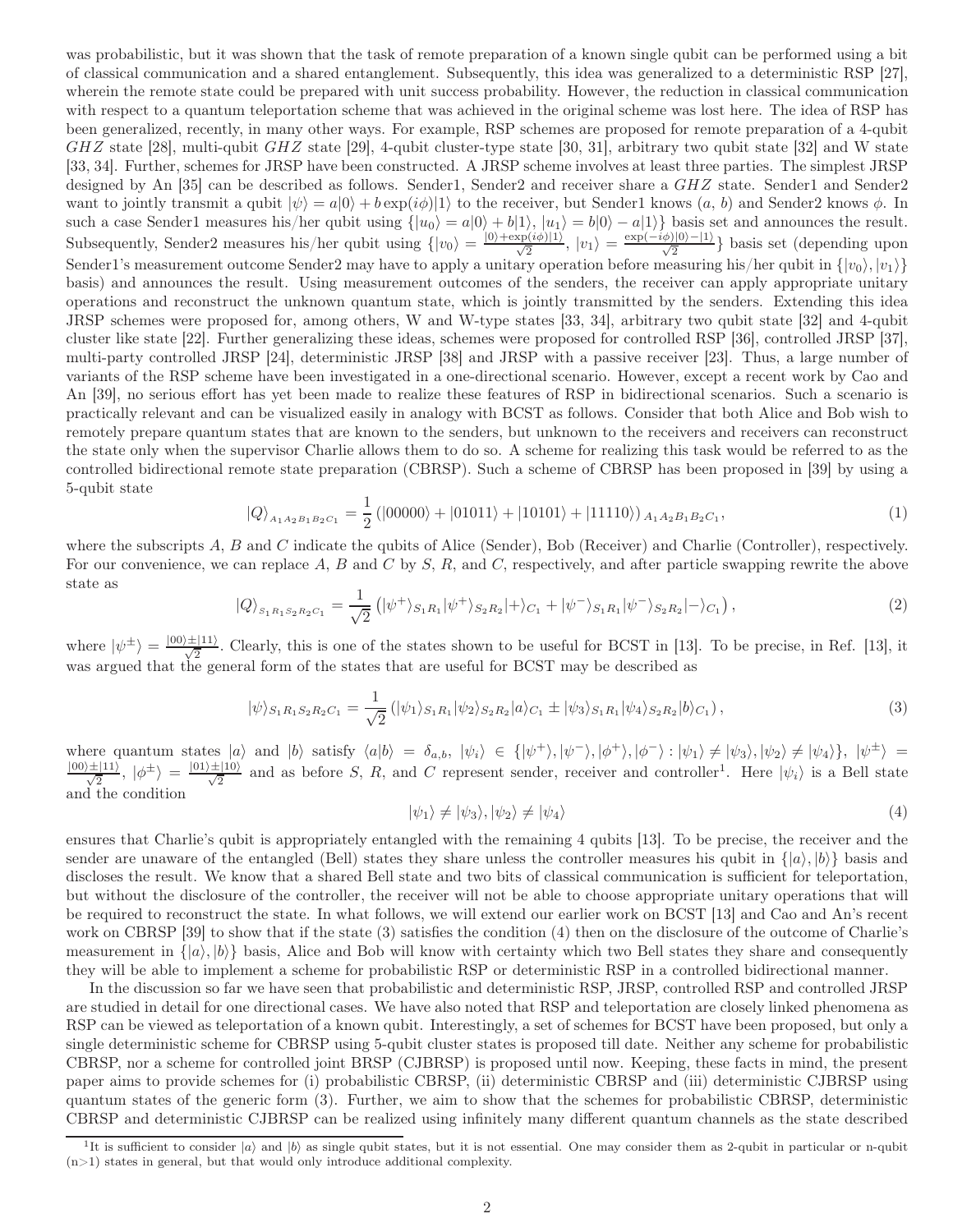was probabilistic, but it was shown that the task of remote preparation of a known single qubit can be performed using a bit of classical communication and a shared entanglement. Subsequently, this idea was generalized to a deterministic RSP [27], wherein the remote state could be prepared with unit success probability. However, the reduction in classical communication with respect to a quantum teleportation scheme that was achieved in the original scheme was lost here. The idea of RSP has been generalized, recently, in many other ways. For example, RSP schemes are proposed for remote preparation of a 4-qubit $GHZ$ state [28], multi-qubit $GHZ$ state [29], 4-qubit cluster-type state [30, 31], arbitrary two qubit state [32] and W state [33, 34]. Further, schemes for JRSP have been constructed. A JRSP scheme involves at least three parties. The simplest JRSP designed by An [35] can be described as follows. Sender1, Sender2 and receiver share a $GHZ$ state. Sender1 and Sender2 want to jointly transmit a qubit $|\psi\rangle = a|0\rangle + b\exp(i\phi)|1\rangle$ to the receiver, but Sender1 knows $(a,\, b)$ and Sender2 knows $\phi$. In such a case Sender1 measures his/her qubit using $\{|u_0\rangle = a|0\rangle + b|1\rangle,\, |u_1\rangle = b|0\rangle - a|1\rangle\}$ basis set and announces the result. Subsequently, Sender2 measures his/her qubit using $\{|v_0\rangle = \frac{|0\rangle+\exp(i\phi)|1\rangle}{\sqrt{2}},\, |v_1\rangle = \frac{\exp(-i\phi)|0\rangle-|1\rangle}{\sqrt{2}}\}$ basis set (depending upon Sender1's measurement outcome Sender2 may have to apply a unitary operation before measuring his/her qubit in $\{|v_0\rangle, |v_1\rangle\}$ basis) and announces the result. Using measurement outcomes of the senders, the receiver can apply appropriate unitary operations and reconstruct the unknown quantum state, which is jointly transmitted by the senders. Extending this idea JRSP schemes were proposed for, among others, W and W-type states [33, 34], arbitrary two qubit state [32] and 4-qubit cluster like state [22]. Further generalizing these ideas, schemes were proposed for controlled RSP [36], controlled JRSP [37], multi-party controlled JRSP [24], deterministic JRSP [38] and JRSP with a passive receiver [23]. Thus, a large number of variants of the RSP scheme have been investigated in a one-directional scenario. However, except a recent work by Cao and An [39], no serious effort has yet been made to realize these features of RSP in bidirectional scenarios. Such a scenario is practically relevant and can be visualized easily in analogy with BCST as follows. Consider that both Alice and Bob wish to remotely prepare quantum states that are known to the senders, but unknown to the receivers and receivers can reconstruct the state only when the supervisor Charlie allows them to do so. A scheme for realizing this task would be referred to as the controlled bidirectional remote state preparation (CBRSP). Such a scheme of CBRSP has been proposed in [39] by using a 5-qubit state

$$|Q\rangle_{A_1A_2B_1B_2C_1} = \frac{1}{2}\left(|00000\rangle + |01011\rangle + |10101\rangle + |11110\rangle\right)_{A_1A_2B_1B_2C_1}, \tag{1}$$

where the subscripts $A$, $B$ and $C$ indicate the qubits of Alice (Sender), Bob (Receiver) and Charlie (Controller), respectively. For our convenience, we can replace $A$, $B$ and $C$ by $S$, $R$, and $C$, respectively, and after particle swapping rewrite the above state as

$$|Q\rangle_{S_1R_1S_2R_2C_1} = \frac{1}{\sqrt{2}}\left(|\psi^+\rangle_{S_1R_1}|\psi^+\rangle_{S_2R_2}|+\rangle_{C_1} + |\psi^-\rangle_{S_1R_1}|\psi^-\rangle_{S_2R_2}|-\rangle_{C_1}\right), \tag{2}$$

where $|\psi^{\pm}\rangle = \frac{|00\rangle\pm|11\rangle}{\sqrt{2}}$. Clearly, this is one of the states shown to be useful for BCST in [13]. To be precise, in Ref. [13], it was argued that the general form of the states that are useful for BCST may be described as

$$|\psi\rangle_{S_1R_1S_2R_2C_1} = \frac{1}{\sqrt{2}}\left(|\psi_1\rangle_{S_1R_1}|\psi_2\rangle_{S_2R_2}|a\rangle_{C_1} \pm |\psi_3\rangle_{S_1R_1}|\psi_4\rangle_{S_2R_2}|b\rangle_{C_1}\right), \tag{3}$$

where quantum states $|a\rangle$ and $|b\rangle$ satisfy $\langle a|b\rangle = \delta_{a,b}$, $|\psi_i\rangle \in \{|\psi^+\rangle, |\psi^-\rangle, |\phi^+\rangle, |\phi^-\rangle : |\psi_1\rangle \neq |\psi_3\rangle, |\psi_2\rangle \neq |\psi_4\rangle\}$, $|\psi^{\pm}\rangle = \frac{|00\rangle\pm|11\rangle}{\sqrt{2}}$, $|\phi^{\pm}\rangle = \frac{|01\rangle\pm|10\rangle}{\sqrt{2}}$ and as before $S$, $R$, and $C$ represent sender, receiver and controller[1]. Here $|\psi_i\rangle$ is a Bell state and the condition

$$|\psi_1\rangle \neq |\psi_3\rangle, |\psi_2\rangle \neq |\psi_4\rangle \tag{4}$$

ensures that Charlie's qubit is appropriately entangled with the remaining 4 qubits [13]. To be precise, the receiver and the sender are unaware of the entangled (Bell) states they share unless the controller measures his qubit in $\{|a\rangle, |b\rangle\}$ basis and discloses the result. We know that a shared Bell state and two bits of classical communication is sufficient for teleportation, but without the disclosure of the controller, the receiver will not be able to choose appropriate unitary operations that will be required to reconstruct the state. In what follows, we will extend our earlier work on BCST [13] and Cao and An's recent work on CBRSP [39] to show that if the state (3) satisfies the condition (4) then on the disclosure of the outcome of Charlie's measurement in $\{|a\rangle, |b\rangle\}$ basis, Alice and Bob will know with certainty which two Bell states they share and consequently they will be able to implement a scheme for probabilistic RSP or deterministic RSP in a controlled bidirectional manner.

In the discussion so far we have seen that probabilistic and deterministic RSP, JRSP, controlled RSP and controlled JRSP are studied in detail for one directional cases. We have also noted that RSP and teleportation are closely linked phenomena as RSP can be viewed as teleportation of a known qubit. Interestingly, a set of schemes for BCST have been proposed, but only a single deterministic scheme for CBRSP using 5-qubit cluster states is proposed till date. Neither any scheme for probabilistic CBRSP, nor a scheme for controlled joint BRSP (CJBRSP) is proposed until now. Keeping, these facts in mind, the present paper aims to provide schemes for (i) probabilistic CBRSP, (ii) deterministic CBRSP and (iii) deterministic CJBRSP using quantum states of the generic form (3). Further, we aim to show that the schemes for probabilistic CBRSP, deterministic CBRSP and deterministic CJBRSP can be realized using infinitely many different quantum channels as the state described

[1] It is sufficient to consider $|a\rangle$ and $|b\rangle$ as single qubit states, but it is not essential. One may consider them as 2-qubit in particular or n-qubit (n>1) states in general, but that would only introduce additional complexity.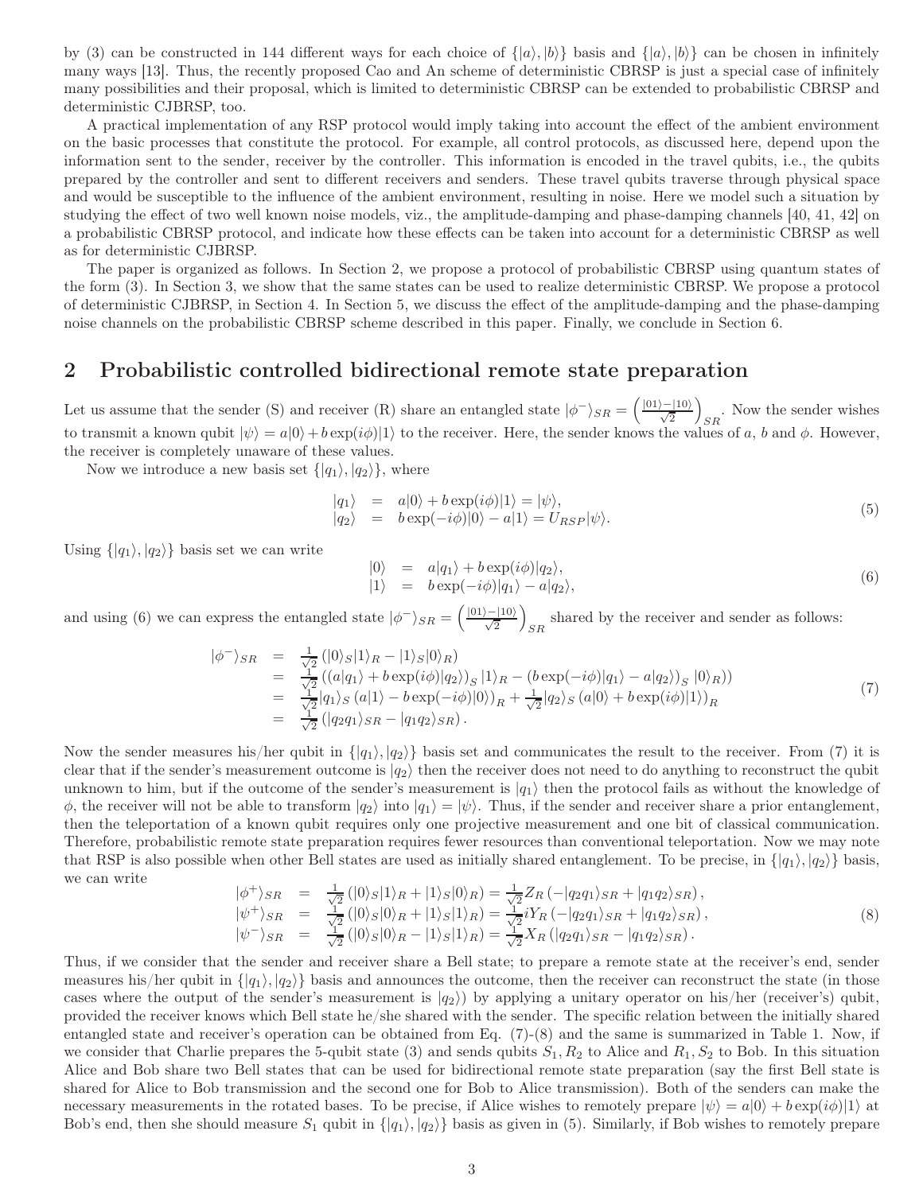by (3) can be constructed in 144 different ways for each choice of $\{|a\rangle, |b\rangle\}$ basis and $\{|a\rangle, |b\rangle\}$ can be chosen in infinitely many ways [13]. Thus, the recently proposed Cao and An scheme of deterministic CBRSP is just a special case of infinitely many possibilities and their proposal, which is limited to deterministic CBRSP can be extended to probabilistic CBRSP and deterministic CJBRSP, too.

A practical implementation of any RSP protocol would imply taking into account the effect of the ambient environment on the basic processes that constitute the protocol. For example, all control protocols, as discussed here, depend upon the information sent to the sender, receiver by the controller. This information is encoded in the travel qubits, i.e., the qubits prepared by the controller and sent to different receivers and senders. These travel qubits traverse through physical space and would be susceptible to the influence of the ambient environment, resulting in noise. Here we model such a situation by studying the effect of two well known noise models, viz., the amplitude-damping and phase-damping channels [40, 41, 42] on a probabilistic CBRSP protocol, and indicate how these effects can be taken into account for a deterministic CBRSP as well as for deterministic CJBRSP.

The paper is organized as follows. In Section 2, we propose a protocol of probabilistic CBRSP using quantum states of the form (3). In Section 3, we show that the same states can be used to realize deterministic CBRSP. We propose a protocol of deterministic CJBRSP, in Section 4. In Section 5, we discuss the effect of the amplitude-damping and the phase-damping noise channels on the probabilistic CBRSP scheme described in this paper. Finally, we conclude in Section 6.

## 2 Probabilistic controlled bidirectional remote state preparation

Let us assume that the sender (S) and receiver (R) share an entangled state $|\phi^-\rangle_{SR} = \left(\frac{|01\rangle - |10\rangle}{\sqrt{2}}\right)_{SR}$. Now the sender wishes to transmit a known qubit $|\psi\rangle = a|0\rangle + b\exp(i\phi)|1\rangle$ to the receiver. Here, the sender knows the values of $a$, $b$ and $\phi$. However, the receiver is completely unaware of these values.

Now we introduce a new basis set $\{|q_1\rangle, |q_2\rangle\}$, where

$$
\begin{array}{rcl}
|q_1\rangle & = & a|0\rangle + b\exp(i\phi)|1\rangle = |\psi\rangle, \\
|q_2\rangle & = & b\exp(-i\phi)|0\rangle - a|1\rangle = U_{RSP}|\psi\rangle.
\end{array}
\tag{5}
$$

Using $\{|q_1\rangle, |q_2\rangle\}$ basis set we can write

$$
\begin{array}{rcl}
|0\rangle & = & a|q_1\rangle + b\exp(i\phi)|q_2\rangle, \\
|1\rangle & = & b\exp(-i\phi)|q_1\rangle - a|q_2\rangle,
\end{array}
\tag{6}
$$

and using (6) we can express the entangled state $|\phi^-\rangle_{SR} = \left(\frac{|01\rangle - |10\rangle}{\sqrt{2}}\right)_{SR}$ shared by the receiver and sender as follows:

$$
\begin{array}{rcl}
|\phi^-\rangle_{SR} & = & \frac{1}{\sqrt{2}}\left(|0\rangle_S|1\rangle_R - |1\rangle_S|0\rangle_R\right) \\
& = & \frac{1}{\sqrt{2}}\left((a|q_1\rangle + b\exp(i\phi)|q_2\rangle)_S\,|1\rangle_R - (b\exp(-i\phi)|q_1\rangle - a|q_2\rangle)_S\,|0\rangle_R\right) \\
& = & \frac{1}{\sqrt{2}}|q_1\rangle_S\left(a|1\rangle - b\exp(-i\phi)|0\rangle\right)_R + \frac{1}{\sqrt{2}}|q_2\rangle_S\left(a|0\rangle + b\exp(i\phi)|1\rangle\right)_R \\
& = & \frac{1}{\sqrt{2}}\left(|q_2q_1\rangle_{SR} - |q_1q_2\rangle_{SR}\right).
\end{array}
\tag{7}
$$

Now the sender measures his/her qubit in $\{|q_1\rangle, |q_2\rangle\}$ basis set and communicates the result to the receiver. From (7) it is clear that if the sender's measurement outcome is $|q_2\rangle$ then the receiver does not need to do anything to reconstruct the qubit unknown to him, but if the outcome of the sender's measurement is $|q_1\rangle$ then the protocol fails as without the knowledge of $\phi$, the receiver will not be able to transform $|q_2\rangle$ into $|q_1\rangle = |\psi\rangle$. Thus, if the sender and receiver share a prior entanglement, then the teleportation of a known qubit requires only one projective measurement and one bit of classical communication. Therefore, probabilistic remote state preparation requires fewer resources than conventional teleportation. Now we may note that RSP is also possible when other Bell states are used as initially shared entanglement. To be precise, in $\{|q_1\rangle, |q_2\rangle\}$ basis, we can write

$$
\begin{array}{rcl}
|\phi^+\rangle_{SR} & = & \frac{1}{\sqrt{2}}\left(|0\rangle_S|1\rangle_R + |1\rangle_S|0\rangle_R\right) = \frac{1}{\sqrt{2}}Z_R\left(-|q_2q_1\rangle_{SR} + |q_1q_2\rangle_{SR}\right), \\
|\psi^+\rangle_{SR} & = & \frac{1}{\sqrt{2}}\left(|0\rangle_S|0\rangle_R + |1\rangle_S|1\rangle_R\right) = \frac{1}{\sqrt{2}}iY_R\left(-|q_2q_1\rangle_{SR} + |q_1q_2\rangle_{SR}\right), \\
|\psi^-\rangle_{SR} & = & \frac{1}{\sqrt{2}}\left(|0\rangle_S|0\rangle_R - |1\rangle_S|1\rangle_R\right) = \frac{1}{\sqrt{2}}X_R\left(|q_2q_1\rangle_{SR} - |q_1q_2\rangle_{SR}\right).
\end{array}
\tag{8}
$$

Thus, if we consider that the sender and receiver share a Bell state; to prepare a remote state at the receiver's end, sender measures his/her qubit in $\{|q_1\rangle, |q_2\rangle\}$ basis and announces the outcome, then the receiver can reconstruct the state (in those cases where the output of the sender's measurement is $|q_2\rangle$) by applying a unitary operator on his/her (receiver's) qubit, provided the receiver knows which Bell state he/she shared with the sender. The specific relation between the initially shared entangled state and receiver's operation can be obtained from Eq. (7)-(8) and the same is summarized in Table 1. Now, if we consider that Charlie prepares the 5-qubit state (3) and sends qubits $S_1, R_2$ to Alice and $R_1, S_2$ to Bob. In this situation Alice and Bob share two Bell states that can be used for bidirectional remote state preparation (say the first Bell state is shared for Alice to Bob transmission and the second one for Bob to Alice transmission). Both of the senders can make the necessary measurements in the rotated bases. To be precise, if Alice wishes to remotely prepare $|\psi\rangle = a|0\rangle + b\exp(i\phi)|1\rangle$ at Bob's end, then she should measure $S_1$ qubit in $\{|q_1\rangle, |q_2\rangle\}$ basis as given in (5). Similarly, if Bob wishes to remotely prepare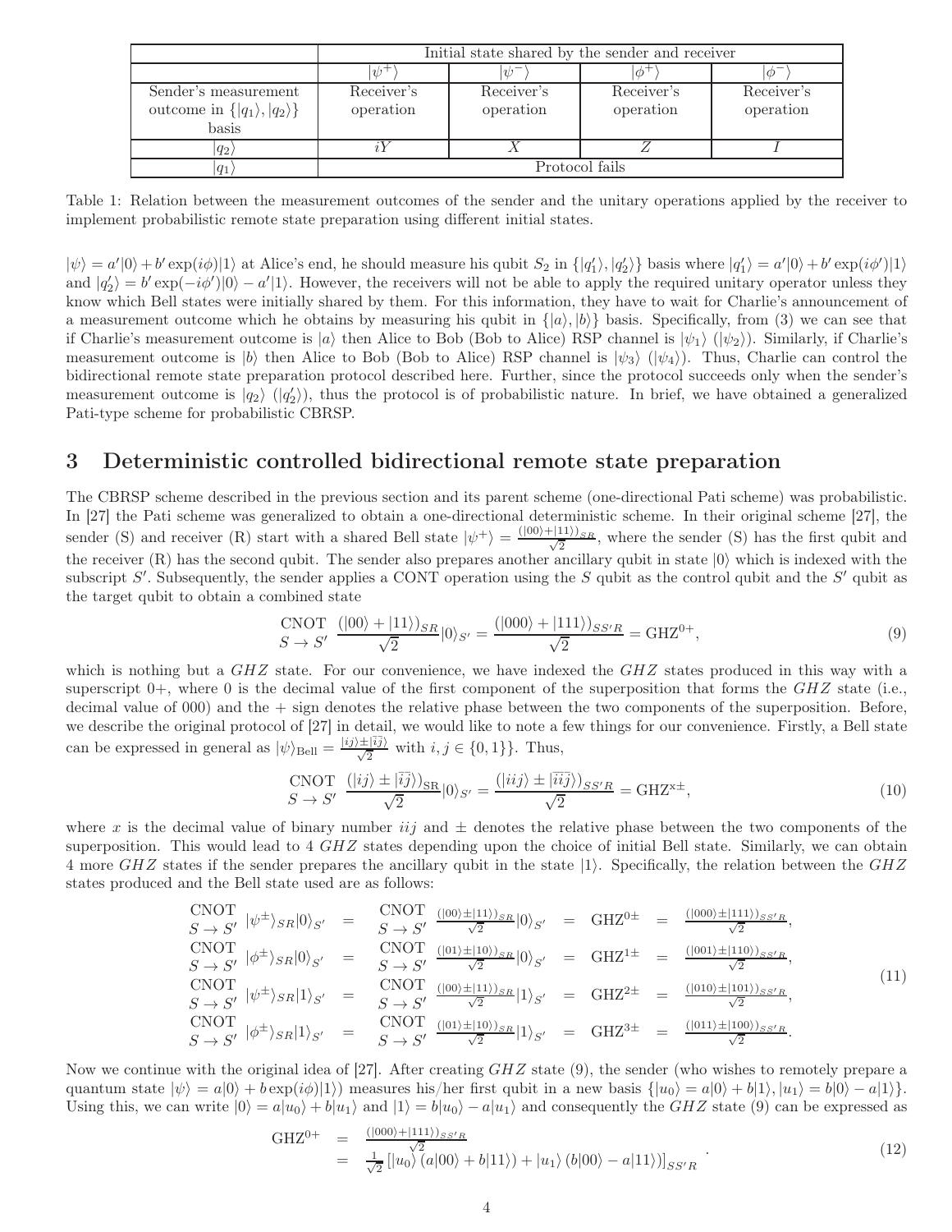| | Initial state shared by the sender and receiver | | | |
|---|---|---|---|---|
| | $\vert\psi^{+}\rangle$ | $\vert\psi^{-}\rangle$ | $\vert\phi^{+}\rangle$ | $\vert\phi^{-}\rangle$ |
| Sender's measurement outcome in $\{\vert q_1\rangle, \vert q_2\rangle\}$ basis | Receiver's operation | Receiver's operation | Receiver's operation | Receiver's operation |
| $\vert q_2\rangle$ | $iY$ | $X$ | $Z$ | $I$ |
| $\vert q_1\rangle$ | Protocol fails | | | |

Table 1: Relation between the measurement outcomes of the sender and the unitary operations applied by the receiver to implement probabilistic remote state preparation using different initial states.

$|\psi\rangle = a'|0\rangle + b'\exp(i\phi)|1\rangle$ at Alice's end, he should measure his qubit $S_2$ in $\{|q_1'\rangle, |q_2'\rangle\}$ basis where $|q_1'\rangle = a'|0\rangle + b'\exp(i\phi')|1\rangle$ and $|q_2'\rangle = b'\exp(-i\phi')|0\rangle - a'|1\rangle$. However, the receivers will not be able to apply the required unitary operator unless they know which Bell states were initially shared by them. For this information, they have to wait for Charlie's announcement of a measurement outcome which he obtains by measuring his qubit in $\{|a\rangle, |b\rangle\}$ basis. Specifically, from (3) we can see that if Charlie's measurement outcome is $|a\rangle$ then Alice to Bob (Bob to Alice) RSP channel is $|\psi_1\rangle$ ($|\psi_2\rangle$). Similarly, if Charlie's measurement outcome is $|b\rangle$ then Alice to Bob (Bob to Alice) RSP channel is $|\psi_3\rangle$ ($|\psi_4\rangle$). Thus, Charlie can control the bidirectional remote state preparation protocol described here. Further, since the protocol succeeds only when the sender's measurement outcome is $|q_2\rangle$ ($|q_2'\rangle$), thus the protocol is of probabilistic nature. In brief, we have obtained a generalized Pati-type scheme for probabilistic CBRSP.

# 3 Deterministic controlled bidirectional remote state preparation

The CBRSP scheme described in the previous section and its parent scheme (one-directional Pati scheme) was probabilistic. In [27] the Pati scheme was generalized to obtain a one-directional deterministic scheme. In their original scheme [27], the sender (S) and receiver (R) start with a shared Bell state $|\psi^{+}\rangle = \frac{(|00\rangle+|11\rangle)_{SR}}{\sqrt{2}}$, where the sender (S) has the first qubit and the receiver (R) has the second qubit. The sender also prepares another ancillary qubit in state $|0\rangle$ which is indexed with the subscript $S'$. Subsequently, the sender applies a CONT operation using the $S$ qubit as the control qubit and the $S'$ qubit as the target qubit to obtain a combined state

$$\underset{S\rightarrow S'}{\mathrm{CNOT}}\ \frac{(|00\rangle+|11\rangle)_{SR}}{\sqrt{2}}|0\rangle_{S'} = \frac{(|000\rangle+|111\rangle)_{SS'R}}{\sqrt{2}} = \mathrm{GHZ}^{0+}, \tag{9}$$

which is nothing but a $GHZ$ state. For our convenience, we have indexed the $GHZ$ states produced in this way with a superscript 0+, where 0 is the decimal value of the first component of the superposition that forms the $GHZ$ state (i.e., decimal value of 000) and the + sign denotes the relative phase between the two components of the superposition. Before, we describe the original protocol of [27] in detail, we would like to note a few things for our convenience. Firstly, a Bell state can be expressed in general as $|\psi\rangle_{\rm Bell} = \frac{|ij\rangle \pm |\bar{i}\bar{j}\rangle}{\sqrt{2}}$ with $i, j \in \{0, 1\}\}$. Thus,

$$\underset{S\rightarrow S'}{\mathrm{CNOT}}\ \frac{(|ij\rangle \pm |\bar{i}\bar{j}\rangle)_{\rm SR}}{\sqrt{2}}|0\rangle_{S'} = \frac{(|iij\rangle \pm |\bar{i}\bar{i}\bar{j}\rangle)_{SS'R}}{\sqrt{2}} = \mathrm{GHZ}^{\mathrm{x}\pm}, \tag{10}$$

where $x$ is the decimal value of binary number $iij$ and $\pm$ denotes the relative phase between the two components of the superposition. This would lead to 4 $GHZ$ states depending upon the choice of initial Bell state. Similarly, we can obtain 4 more $GHZ$ states if the sender prepares the ancillary qubit in the state $|1\rangle$. Specifically, the relation between the $GHZ$ states produced and the Bell state used are as follows:

$$\begin{array}{lllllll}
\underset{S\rightarrow S'}{\mathrm{CNOT}}\ |\psi^{\pm}\rangle_{SR}|0\rangle_{S'} & = & \underset{S\rightarrow S'}{\mathrm{CNOT}}\ \frac{(|00\rangle\pm|11\rangle)_{SR}}{\sqrt{2}}|0\rangle_{S'} & = & \mathrm{GHZ}^{0\pm} & = & \frac{(|000\rangle\pm|111\rangle)_{SS'R}}{\sqrt{2}},\\
\underset{S\rightarrow S'}{\mathrm{CNOT}}\ |\phi^{\pm}\rangle_{SR}|0\rangle_{S'} & = & \underset{S\rightarrow S'}{\mathrm{CNOT}}\ \frac{(|01\rangle\pm|10\rangle)_{SR}}{\sqrt{2}}|0\rangle_{S'} & = & \mathrm{GHZ}^{1\pm} & = & \frac{(|001\rangle\pm|110\rangle)_{SS'R}}{\sqrt{2}},\\
\underset{S\rightarrow S'}{\mathrm{CNOT}}\ |\psi^{\pm}\rangle_{SR}|1\rangle_{S'} & = & \underset{S\rightarrow S'}{\mathrm{CNOT}}\ \frac{(|00\rangle\pm|11\rangle)_{SR}}{\sqrt{2}}|1\rangle_{S'} & = & \mathrm{GHZ}^{2\pm} & = & \frac{(|010\rangle\pm|101\rangle)_{SS'R}}{\sqrt{2}},\\
\underset{S\rightarrow S'}{\mathrm{CNOT}}\ |\phi^{\pm}\rangle_{SR}|1\rangle_{S'} & = & \underset{S\rightarrow S'}{\mathrm{CNOT}}\ \frac{(|01\rangle\pm|10\rangle)_{SR}}{\sqrt{2}}|1\rangle_{S'} & = & \mathrm{GHZ}^{3\pm} & = & \frac{(|011\rangle\pm|100\rangle)_{SS'R}}{\sqrt{2}}.
\end{array} \tag{11}$$

Now we continue with the original idea of [27]. After creating $GHZ$ state (9), the sender (who wishes to remotely prepare a quantum state $|\psi\rangle = a|0\rangle + b\exp(i\phi)|1\rangle$) measures his/her first qubit in a new basis $\{|u_0\rangle = a|0\rangle + b|1\rangle, |u_1\rangle = b|0\rangle - a|1\rangle\}$. Using this, we can write $|0\rangle = a|u_0\rangle + b|u_1\rangle$ and $|1\rangle = b|u_0\rangle - a|u_1\rangle$ and consequently the $GHZ$ state (9) can be expressed as

$$\begin{array}{lll}
\mathrm{GHZ}^{0+} & = & \frac{(|000\rangle+|111\rangle)_{SS'R}}{\sqrt{2}}\\
 & = & \frac{1}{\sqrt{2}}\left[|u_0\rangle\left(a|00\rangle+b|11\rangle\right)+|u_1\rangle\left(b|00\rangle-a|11\rangle\right)\right]_{SS'R}
\end{array}. \tag{12}$$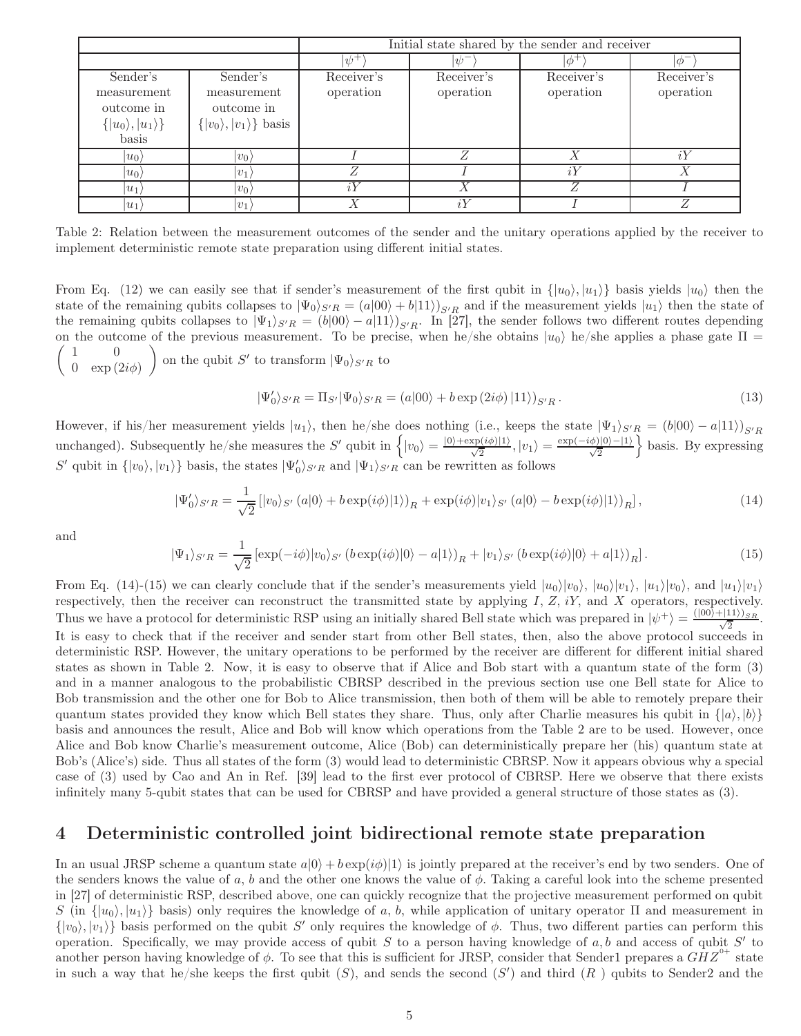| | | Initial state shared by the sender and receiver | | | |
|---|---|---|---|---|---|
| | | $\vert\psi^+\rangle$ | $\vert\psi^-\rangle$ | $\vert\phi^+\rangle$ | $\vert\phi^-\rangle$ |
| Sender's measurement outcome in $\{\vert u_0\rangle, \vert u_1\rangle\}$ basis | Sender's measurement outcome in $\{\vert v_0\rangle, \vert v_1\rangle\}$ basis | Receiver's operation | Receiver's operation | Receiver's operation | Receiver's operation |
| $\vert u_0\rangle$ | $\vert v_0\rangle$ | $I$ | $Z$ | $X$ | $iY$ |
| $\vert u_0\rangle$ | $\vert v_1\rangle$ | $Z$ | $I$ | $iY$ | $X$ |
| $\vert u_1\rangle$ | $\vert v_0\rangle$ | $iY$ | $X$ | $Z$ | $I$ |
| $\vert u_1\rangle$ | $\vert v_1\rangle$ | $X$ | $iY$ | $I$ | $Z$ |

Table 2: Relation between the measurement outcomes of the sender and the unitary operations applied by the receiver to implement deterministic remote state preparation using different initial states.

From Eq. (12) we can easily see that if sender's measurement of the first qubit in $\{|u_0\rangle, |u_1\rangle\}$ basis yields $|u_0\rangle$ then the state of the remaining qubits collapses to $|\Psi_0\rangle_{S'R} = (a|00\rangle + b|11\rangle)_{S'R}$ and if the measurement yields $|u_1\rangle$ then the state of the remaining qubits collapses to $|\Psi_1\rangle_{S'R} = (b|00\rangle - a|11\rangle)_{S'R}$. In [27], the sender follows two different routes depending on the outcome of the previous measurement. To be precise, when he/she obtains $|u_0\rangle$ he/she applies a phase gate $\Pi = \begin{pmatrix} 1 & 0 \\ 0 & \exp(2i\phi) \end{pmatrix}$ on the qubit $S'$ to transform $|\Psi_0\rangle_{S'R}$ to

$$|\Psi_0'\rangle_{S'R} = \Pi_{S'}|\Psi_0\rangle_{S'R} = (a|00\rangle + b\exp(2i\phi)|11\rangle)_{S'R}. \tag{13}$$

However, if his/her measurement yields $|u_1\rangle$, then he/she does nothing (i.e., keeps the state $|\Psi_1\rangle_{S'R} = (b|00\rangle - a|11\rangle)_{S'R}$ unchanged). Subsequently he/she measures the $S'$ qubit in $\left\{|v_0\rangle = \frac{|0\rangle + \exp(i\phi)|1\rangle}{\sqrt{2}}, |v_1\rangle = \frac{\exp(-i\phi)|0\rangle - |1\rangle}{\sqrt{2}}\right\}$ basis. By expressing $S'$ qubit in $\{|v_0\rangle, |v_1\rangle\}$ basis, the states $|\Psi_0'\rangle_{S'R}$ and $|\Psi_1\rangle_{S'R}$ can be rewritten as follows

$$|\Psi_0'\rangle_{S'R} = \frac{1}{\sqrt{2}}\left[|v_0\rangle_{S'}\left(a|0\rangle + b\exp(i\phi)|1\rangle\right)_R + \exp(i\phi)|v_1\rangle_{S'}\left(a|0\rangle - b\exp(i\phi)|1\rangle\right)_R\right], \tag{14}$$

and

$$|\Psi_1\rangle_{S'R} = \frac{1}{\sqrt{2}}\left[\exp(-i\phi)|v_0\rangle_{S'}\left(b\exp(i\phi)|0\rangle - a|1\rangle\right)_R + |v_1\rangle_{S'}\left(b\exp(i\phi)|0\rangle + a|1\rangle\right)_R\right]. \tag{15}$$

From Eq. (14)-(15) we can clearly conclude that if the sender's measurements yield $|u_0\rangle|v_0\rangle$, $|u_0\rangle|v_1\rangle$, $|u_1\rangle|v_0\rangle$, and $|u_1\rangle|v_1\rangle$ respectively, then the receiver can reconstruct the transmitted state by applying $I$, $Z$, $iY$, and $X$ operators, respectively. Thus we have a protocol for deterministic RSP using an initially shared Bell state which was prepared in $|\psi^+\rangle = \frac{(|00\rangle + |11\rangle)_{SR}}{\sqrt{2}}$. It is easy to check that if the receiver and sender start from other Bell states, then, also the above protocol succeeds in deterministic RSP. However, the unitary operations to be performed by the receiver are different for different initial shared states as shown in Table 2. Now, it is easy to observe that if Alice and Bob start with a quantum state of the form (3) and in a manner analogous to the probabilistic CBRSP described in the previous section use one Bell state for Alice to Bob transmission and the other one for Bob to Alice transmission, then both of them will be able to remotely prepare their quantum states provided they know which Bell states they share. Thus, only after Charlie measures his qubit in $\{|a\rangle, |b\rangle\}$ basis and announces the result, Alice and Bob will know which operations from the Table 2 are to be used. However, once Alice and Bob know Charlie's measurement outcome, Alice (Bob) can deterministically prepare her (his) quantum state at Bob's (Alice's) side. Thus all states of the form (3) would lead to deterministic CBRSP. Now it appears obvious why a special case of (3) used by Cao and An in Ref. [39] lead to the first ever protocol of CBRSP. Here we observe that there exists infinitely many 5-qubit states that can be used for CBRSP and have provided a general structure of those states as (3).

# 4 Deterministic controlled joint bidirectional remote state preparation

In an usual JRSP scheme a quantum state $a|0\rangle + b\exp(i\phi)|1\rangle$ is jointly prepared at the receiver's end by two senders. One of the senders knows the value of $a$, $b$ and the other one knows the value of $\phi$. Taking a careful look into the scheme presented in [27] of deterministic RSP, described above, one can quickly recognize that the projective measurement performed on qubit $S$ (in $\{|u_0\rangle, |u_1\rangle\}$ basis) only requires the knowledge of $a$, $b$, while application of unitary operator $\Pi$ and measurement in $\{|v_0\rangle, |v_1\rangle\}$ basis performed on the qubit $S'$ only requires the knowledge of $\phi$. Thus, two different parties can perform this operation. Specifically, we may provide access of qubit $S$ to a person having knowledge of $a, b$ and access of qubit $S'$ to another person having knowledge of $\phi$. To see that this is sufficient for JRSP, consider that Sender1 prepares a $GHZ^{0+}$ state in such a way that he/she keeps the first qubit ($S$), and sends the second ($S'$) and third ($R$) qubits to Sender2 and the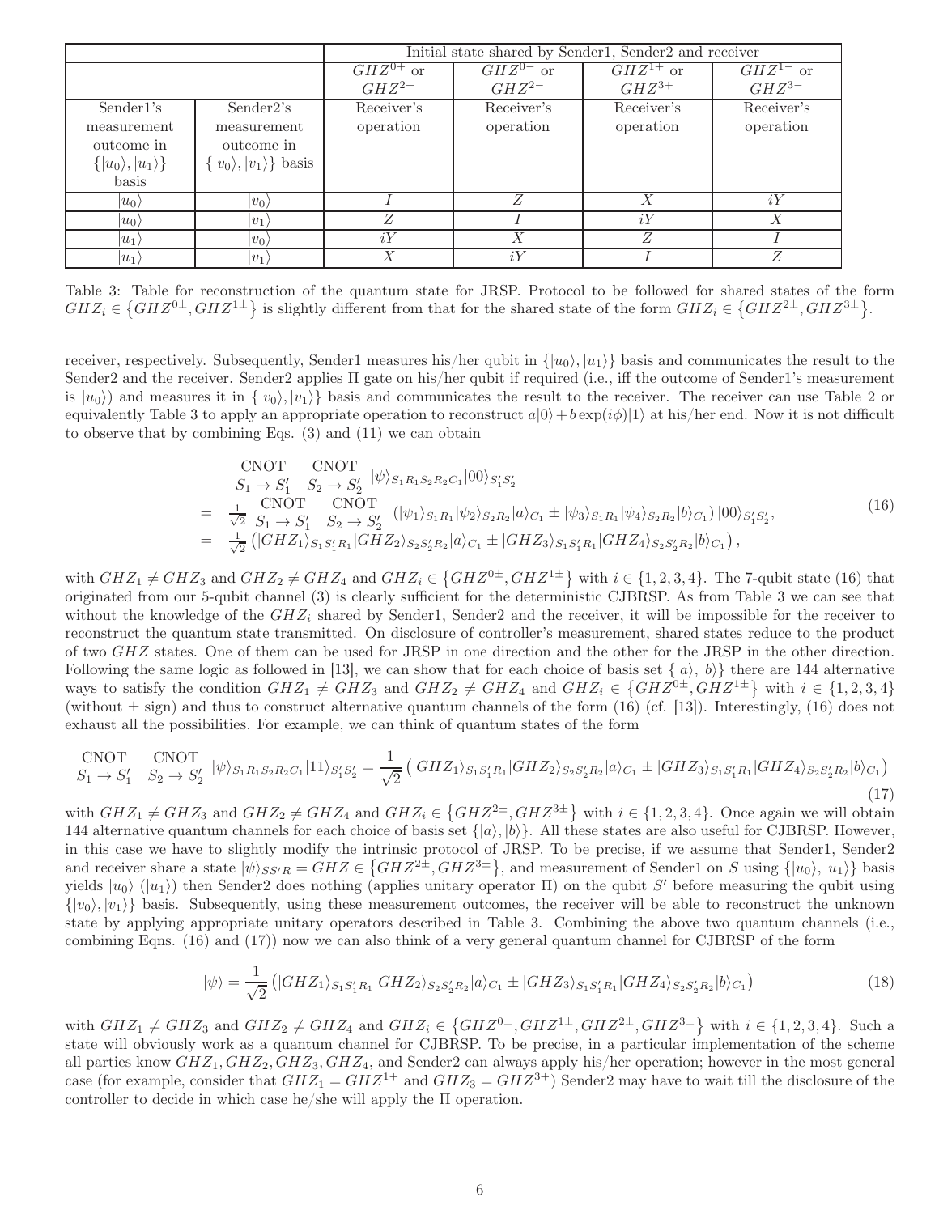|  |  | Initial state shared by Sender1, Sender2 and receiver |  |  |  |
|---|---|---|---|---|---|
|  |  | $GHZ^{0+}$ or $GHZ^{2+}$ | $GHZ^{0-}$ or $GHZ^{2-}$ | $GHZ^{1+}$ or $GHZ^{3+}$ | $GHZ^{1-}$ or $GHZ^{3-}$ |
| Sender1's measurement outcome in $\{\|u_0\rangle, \|u_1\rangle\}$ basis | Sender2's measurement outcome in $\{\|v_0\rangle, \|v_1\rangle\}$ basis | Receiver's operation | Receiver's operation | Receiver's operation | Receiver's operation |
| $\|u_0\rangle$ | $\|v_0\rangle$ | $I$ | $Z$ | $X$ | $iY$ |
| $\|u_0\rangle$ | $\|v_1\rangle$ | $Z$ | $I$ | $iY$ | $X$ |
| $\|u_1\rangle$ | $\|v_0\rangle$ | $iY$ | $X$ | $Z$ | $I$ |
| $\|u_1\rangle$ | $\|v_1\rangle$ | $X$ | $iY$ | $I$ | $Z$ |

Table 3: Table for reconstruction of the quantum state for JRSP. Protocol to be followed for shared states of the form $GHZ_i \in \left\{GHZ^{0\pm}, GHZ^{1\pm}\right\}$ is slightly different from that for the shared state of the form $GHZ_i \in \left\{GHZ^{2\pm}, GHZ^{3\pm}\right\}$.

receiver, respectively. Subsequently, Sender1 measures his/her qubit in $\{|u_0\rangle, |u_1\rangle\}$ basis and communicates the result to the Sender2 and the receiver. Sender2 applies $\Pi$ gate on his/her qubit if required (i.e., iff the outcome of Sender1's measurement is $|u_0\rangle$) and measures it in $\{|v_0\rangle, |v_1\rangle\}$ basis and communicates the result to the receiver. The receiver can use Table 2 or equivalently Table 3 to apply an appropriate operation to reconstruct $a|0\rangle + b\exp(i\phi)|1\rangle$ at his/her end. Now it is not difficult to observe that by combining Eqs. (3) and (11) we can obtain

$$
\begin{array}{rl}
 & \begin{array}{c}\text{CNOT}\\ S_1 \to S_1'\end{array}\begin{array}{c}\text{CNOT}\\ S_2 \to S_2'\end{array} |\psi\rangle_{S_1R_1S_2R_2C_1}|00\rangle_{S_1'S_2'} \\
= & \frac{1}{\sqrt{2}} \begin{array}{c}\text{CNOT}\\ S_1 \to S_1'\end{array}\begin{array}{c}\text{CNOT}\\ S_2 \to S_2'\end{array} \left(|\psi_1\rangle_{S_1R_1}|\psi_2\rangle_{S_2R_2}|a\rangle_{C_1} \pm |\psi_3\rangle_{S_1R_1}|\psi_4\rangle_{S_2R_2}|b\rangle_{C_1}\right)|00\rangle_{S_1'S_2'}, \\
= & \frac{1}{\sqrt{2}}\left(|GHZ_1\rangle_{S_1S_1'R_1}|GHZ_2\rangle_{S_2S_2'R_2}|a\rangle_{C_1} \pm |GHZ_3\rangle_{S_1S_1'R_1}|GHZ_4\rangle_{S_2S_2'R_2}|b\rangle_{C_1}\right),
\end{array}
\tag{16}
$$

with $GHZ_1 \neq GHZ_3$ and $GHZ_2 \neq GHZ_4$ and $GHZ_i \in \left\{GHZ^{0\pm}, GHZ^{1\pm}\right\}$ with $i \in \{1,2,3,4\}$. The 7-qubit state (16) that originated from our 5-qubit channel (3) is clearly sufficient for the deterministic CJBRSP. As from Table 3 we can see that without the knowledge of the $GHZ_i$ shared by Sender1, Sender2 and the receiver, it will be impossible for the receiver to reconstruct the quantum state transmitted. On disclosure of controller's measurement, shared states reduce to the product of two $GHZ$ states. One of them can be used for JRSP in one direction and the other for the JRSP in the other direction. Following the same logic as followed in [13], we can show that for each choice of basis set $\{|a\rangle, |b\rangle\}$ there are 144 alternative ways to satisfy the condition $GHZ_1 \neq GHZ_3$ and $GHZ_2 \neq GHZ_4$ and $GHZ_i \in \left\{GHZ^{0\pm}, GHZ^{1\pm}\right\}$ with $i \in \{1,2,3,4\}$ (without $\pm$ sign) and thus to construct alternative quantum channels of the form (16) (cf. [13]). Interestingly, (16) does not exhaust all the possibilities. For example, we can think of quantum states of the form

$$
\begin{array}{c}\text{CNOT}\\ S_1 \to S_1'\end{array}\begin{array}{c}\text{CNOT}\\ S_2 \to S_2'\end{array} |\psi\rangle_{S_1R_1S_2R_2C_1}|11\rangle_{S_1'S_2'} = \frac{1}{\sqrt{2}}\left(|GHZ_1\rangle_{S_1S_1'R_1}|GHZ_2\rangle_{S_2S_2'R_2}|a\rangle_{C_1} \pm |GHZ_3\rangle_{S_1S_1'R_1}|GHZ_4\rangle_{S_2S_2'R_2}|b\rangle_{C_1}\right)
\tag{17}
$$

with $GHZ_1 \neq GHZ_3$ and $GHZ_2 \neq GHZ_4$ and $GHZ_i \in \left\{GHZ^{2\pm}, GHZ^{3\pm}\right\}$ with $i \in \{1,2,3,4\}$. Once again we will obtain 144 alternative quantum channels for each choice of basis set $\{|a\rangle, |b\rangle\}$. All these states are also useful for CJBRSP. However, in this case we have to slightly modify the intrinsic protocol of JRSP. To be precise, if we assume that Sender1, Sender2 and receiver share a state $|\psi\rangle_{SS'R} = GHZ \in \left\{GHZ^{2\pm}, GHZ^{3\pm}\right\}$, and measurement of Sender1 on $S$ using $\{|u_0\rangle, |u_1\rangle\}$ basis yields $|u_0\rangle$ ($|u_1\rangle$) then Sender2 does nothing (applies unitary operator $\Pi$) on the qubit $S'$ before measuring the qubit using $\{|v_0\rangle, |v_1\rangle\}$ basis. Subsequently, using these measurement outcomes, the receiver will be able to reconstruct the unknown state by applying appropriate unitary operators described in Table 3. Combining the above two quantum channels (i.e., combining Eqns. (16) and (17)) now we can also think of a very general quantum channel for CJBRSP of the form

$$
|\psi\rangle = \frac{1}{\sqrt{2}}\left(|GHZ_1\rangle_{S_1S_1'R_1}|GHZ_2\rangle_{S_2S_2'R_2}|a\rangle_{C_1} \pm |GHZ_3\rangle_{S_1S_1'R_1}|GHZ_4\rangle_{S_2S_2'R_2}|b\rangle_{C_1}\right)
\tag{18}
$$

with $GHZ_1 \neq GHZ_3$ and $GHZ_2 \neq GHZ_4$ and $GHZ_i \in \left\{GHZ^{0\pm}, GHZ^{1\pm}, GHZ^{2\pm}, GHZ^{3\pm}\right\}$ with $i \in \{1,2,3,4\}$. Such a state will obviously work as a quantum channel for CJBRSP. To be precise, in a particular implementation of the scheme all parties know $GHZ_1, GHZ_2, GHZ_3, GHZ_4$, and Sender2 can always apply his/her operation; however in the most general case (for example, consider that $GHZ_1 = GHZ^{1+}$ and $GHZ_3 = GHZ^{3+}$) Sender2 may have to wait till the disclosure of the controller to decide in which case he/she will apply the $\Pi$ operation.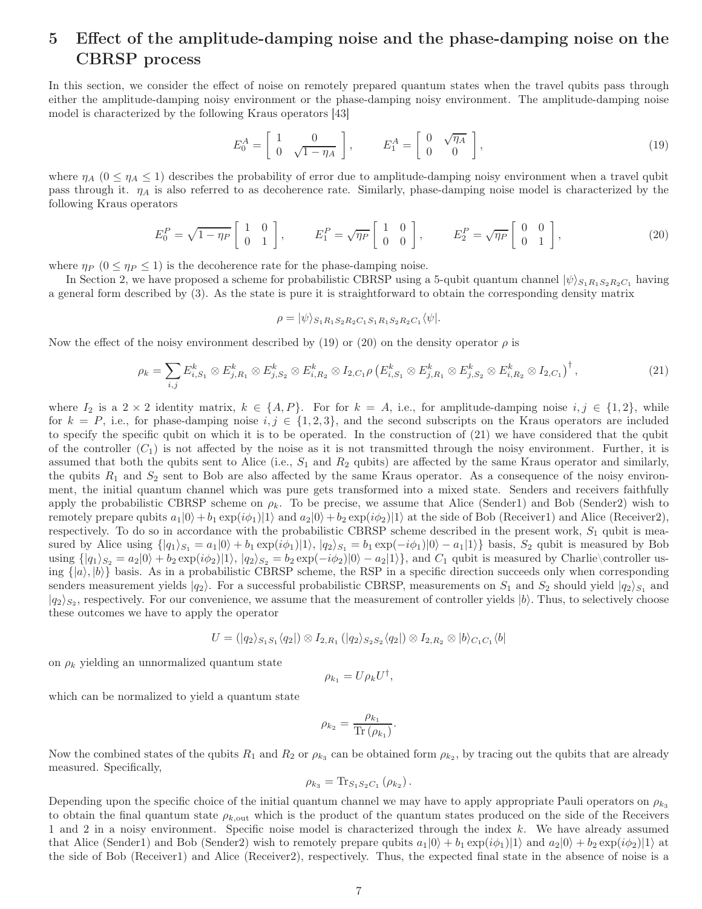# 5 Effect of the amplitude-damping noise and the phase-damping noise on the CBRSP process

In this section, we consider the effect of noise on remotely prepared quantum states when the travel qubits pass through either the amplitude-damping noisy environment or the phase-damping noisy environment. The amplitude-damping noise model is characterized by the following Kraus operators [43]

$$E_0^A = \begin{bmatrix} 1 & 0 \\ 0 & \sqrt{1-\eta_A} \end{bmatrix}, \qquad E_1^A = \begin{bmatrix} 0 & \sqrt{\eta_A} \\ 0 & 0 \end{bmatrix}, \tag{19}$$

where $\eta_A$ $(0 \leq \eta_A \leq 1)$ describes the probability of error due to amplitude-damping noisy environment when a travel qubit pass through it. $\eta_A$ is also referred to as decoherence rate. Similarly, phase-damping noise model is characterized by the following Kraus operators

$$E_0^P = \sqrt{1-\eta_P} \begin{bmatrix} 1 & 0 \\ 0 & 1 \end{bmatrix}, \qquad E_1^P = \sqrt{\eta_P} \begin{bmatrix} 1 & 0 \\ 0 & 0 \end{bmatrix}, \qquad E_2^P = \sqrt{\eta_P} \begin{bmatrix} 0 & 0 \\ 0 & 1 \end{bmatrix}, \tag{20}$$

where $\eta_P$ $(0 \leq \eta_P \leq 1)$ is the decoherence rate for the phase-damping noise.

In Section 2, we have proposed a scheme for probabilistic CBRSP using a 5-qubit quantum channel $|\psi\rangle_{S_1R_1S_2R_2C_1}$ having a general form described by (3). As the state is pure it is straightforward to obtain the corresponding density matrix

$$\rho = |\psi\rangle_{S_1R_1S_2R_2C_1\,S_1R_1S_2R_2C_1}\langle\psi|.$$

Now the effect of the noisy environment described by (19) or (20) on the density operator $\rho$ is

$$\rho_k = \sum_{i,j} E^k_{i,S_1} \otimes E^k_{j,R_1} \otimes E^k_{j,S_2} \otimes E^k_{i,R_2} \otimes I_{2,C_1} \rho \left( E^k_{i,S_1} \otimes E^k_{j,R_1} \otimes E^k_{j,S_2} \otimes E^k_{i,R_2} \otimes I_{2,C_1} \right)^\dagger, \tag{21}$$

where $I_2$ is a $2 \times 2$ identity matrix, $k \in \{A, P\}$. For for $k = A$, i.e., for amplitude-damping noise $i, j \in \{1, 2\}$, while for $k = P$, i.e., for phase-damping noise $i, j \in \{1, 2, 3\}$, and the second subscripts on the Kraus operators are included to specify the specific qubit on which it is to be operated. In the construction of (21) we have considered that the qubit of the controller ($C_1$) is not affected by the noise as it is not transmitted through the noisy environment. Further, it is assumed that both the qubits sent to Alice (i.e., $S_1$ and $R_2$ qubits) are affected by the same Kraus operator and similarly, the qubits $R_1$ and $S_2$ sent to Bob are also affected by the same Kraus operator. As a consequence of the noisy environment, the initial quantum channel which was pure gets transformed into a mixed state. Senders and receivers faithfully apply the probabilistic CBRSP scheme on $\rho_k$. To be precise, we assume that Alice (Sender1) and Bob (Sender2) wish to remotely prepare qubits $a_1|0\rangle + b_1 \exp(i\phi_1)|1\rangle$ and $a_2|0\rangle + b_2 \exp(i\phi_2)|1\rangle$ at the side of Bob (Receiver1) and Alice (Receiver2), respectively. To do so in accordance with the probabilistic CBRSP scheme described in the present work, $S_1$ qubit is measured by Alice using $\{|q_1\rangle_{S_1} = a_1|0\rangle + b_1 \exp(i\phi_1)|1\rangle,\ |q_2\rangle_{S_1} = b_1 \exp(-i\phi_1)|0\rangle - a_1|1\rangle\}$ basis, $S_2$ qubit is measured by Bob using $\{|q_1\rangle_{S_2} = a_2|0\rangle + b_2 \exp(i\phi_2)|1\rangle,\ |q_2\rangle_{S_2} = b_2 \exp(-i\phi_2)|0\rangle - a_2|1\rangle\}$, and $C_1$ qubit is measured by Charlie\controller using $\{|a\rangle, |b\rangle\}$ basis. As in a probabilistic CBRSP scheme, the RSP in a specific direction succeeds only when corresponding senders measurement yields $|q_2\rangle$. For a successful probabilistic CBRSP, measurements on $S_1$ and $S_2$ should yield $|q_2\rangle_{S_1}$ and $|q_2\rangle_{S_2}$, respectively. For our convenience, we assume that the measurement of controller yields $|b\rangle$. Thus, to selectively choose these outcomes we have to apply the operator

$$U = \left(|q_2\rangle_{S_1S_1}\langle q_2|\right) \otimes I_{2,R_1} \left(|q_2\rangle_{S_2S_2}\langle q_2|\right) \otimes I_{2,R_2} \otimes |b\rangle_{C_1C_1}\langle b|$$

on $\rho_k$ yielding an unnormalized quantum state

$$\rho_{k_1} = U\rho_k U^\dagger,$$

which can be normalized to yield a quantum state

$$\rho_{k_2} = \frac{\rho_{k_1}}{\mathrm{Tr}\left(\rho_{k_1}\right)}.$$

Now the combined states of the qubits $R_1$ and $R_2$ or $\rho_{k_3}$ can be obtained form $\rho_{k_2}$, by tracing out the qubits that are already measured. Specifically,

$$\rho_{k_3} = \mathrm{Tr}_{S_1S_2C_1}\left(\rho_{k_2}\right).$$

Depending upon the specific choice of the initial quantum channel we may have to apply appropriate Pauli operators on $\rho_{k_3}$ to obtain the final quantum state $\rho_{k,\mathrm{out}}$ which is the product of the quantum states produced on the side of the Receivers 1 and 2 in a noisy environment. Specific noise model is characterized through the index $k$. We have already assumed that Alice (Sender1) and Bob (Sender2) wish to remotely prepare qubits $a_1|0\rangle + b_1 \exp(i\phi_1)|1\rangle$ and $a_2|0\rangle + b_2 \exp(i\phi_2)|1\rangle$ at the side of Bob (Receiver1) and Alice (Receiver2), respectively. Thus, the expected final state in the absence of noise is a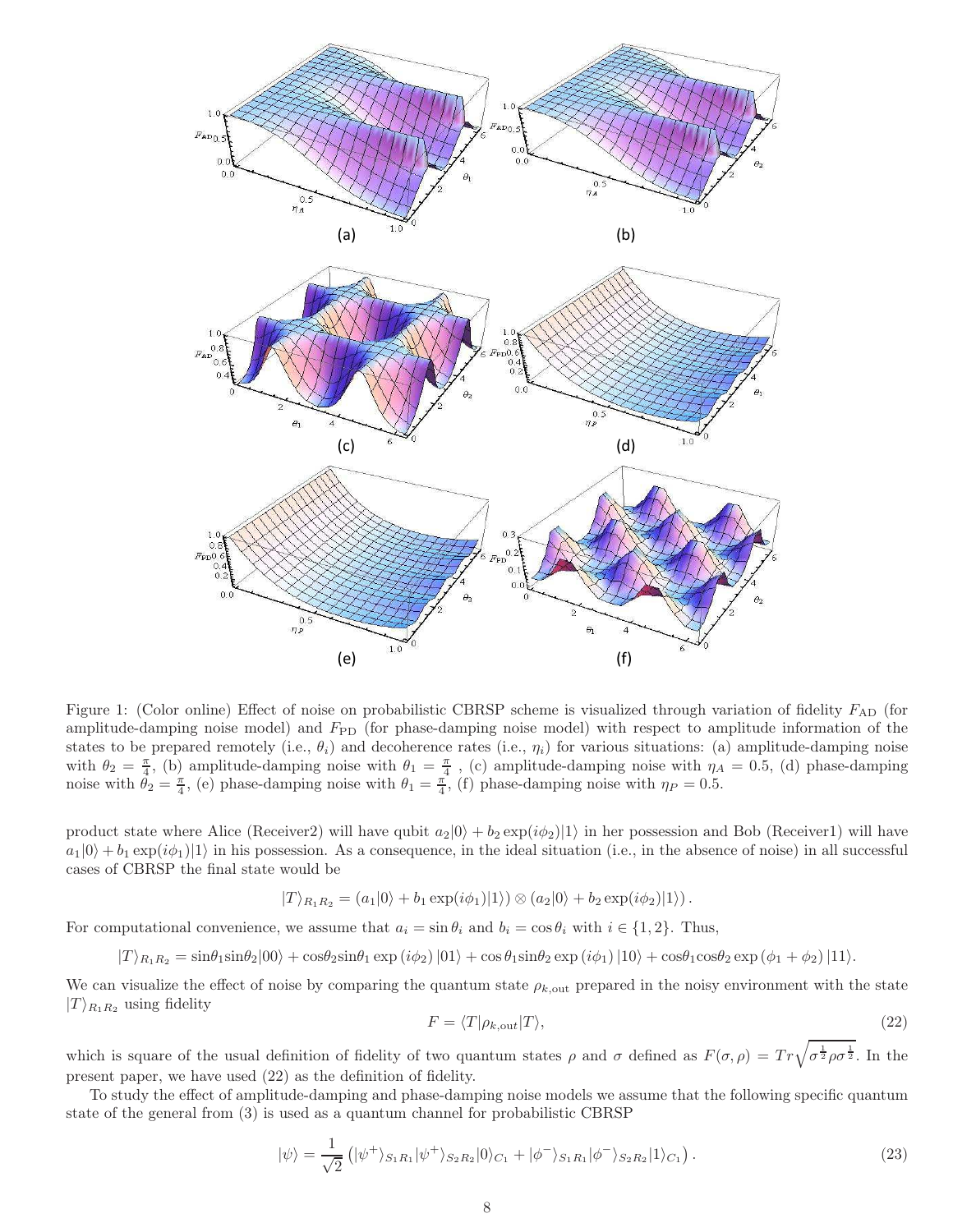Figure 1: (Color online) Effect of noise on probabilistic CBRSP scheme is visualized through variation of fidelity $F_{\rm AD}$ (for amplitude-damping noise model) and $F_{\rm PD}$ (for phase-damping noise model) with respect to amplitude information of the states to be prepared remotely (i.e., $\theta_i$) and decoherence rates (i.e., $\eta_i$) for various situations: (a) amplitude-damping noise with $\theta_2 = \frac{\pi}{4}$, (b) amplitude-damping noise with $\theta_1 = \frac{\pi}{4}$ , (c) amplitude-damping noise with $\eta_A = 0.5$, (d) phase-damping noise with $\theta_2 = \frac{\pi}{4}$, (e) phase-damping noise with $\theta_1 = \frac{\pi}{4}$, (f) phase-damping noise with $\eta_P = 0.5$.

product state where Alice (Receiver2) will have qubit $a_2|0\rangle + b_2\exp(i\phi_2)|1\rangle$ in her possession and Bob (Receiver1) will have $a_1|0\rangle + b_1\exp(i\phi_1)|1\rangle$ in his possession. As a consequence, in the ideal situation (i.e., in the absence of noise) in all successful cases of CBRSP the final state would be

$$|T\rangle_{R_1R_2} = (a_1|0\rangle + b_1\exp(i\phi_1)|1\rangle) \otimes (a_2|0\rangle + b_2\exp(i\phi_2)|1\rangle).$$

For computational convenience, we assume that $a_i = \sin\theta_i$ and $b_i = \cos\theta_i$ with $i \in \{1, 2\}$. Thus,

$$|T\rangle_{R_1R_2} = \sin\theta_1\sin\theta_2|00\rangle + \cos\theta_2\sin\theta_1\exp(i\phi_2)|01\rangle + \cos\theta_1\sin\theta_2\exp(i\phi_1)|10\rangle + \cos\theta_1\cos\theta_2\exp(\phi_1+\phi_2)|11\rangle.$$

We can visualize the effect of noise by comparing the quantum state $\rho_{k,\rm out}$ prepared in the noisy environment with the state $|T\rangle_{R_1R_2}$ using fidelity

$$F = \langle T|\rho_{k,\rm out}|T\rangle, \tag{22}$$

which is square of the usual definition of fidelity of two quantum states $\rho$ and $\sigma$ defined as $F(\sigma,\rho) = Tr\sqrt{\sigma^{\frac{1}{2}}\rho\sigma^{\frac{1}{2}}}$. In the present paper, we have used (22) as the definition of fidelity.

To study the effect of amplitude-damping and phase-damping noise models we assume that the following specific quantum state of the general from (3) is used as a quantum channel for probabilistic CBRSP

$$|\psi\rangle = \frac{1}{\sqrt{2}}\left(|\psi^+\rangle_{S_1R_1}|\psi^+\rangle_{S_2R_2}|0\rangle_{C_1} + |\phi^-\rangle_{S_1R_1}|\phi^-\rangle_{S_2R_2}|1\rangle_{C_1}\right). \tag{23}$$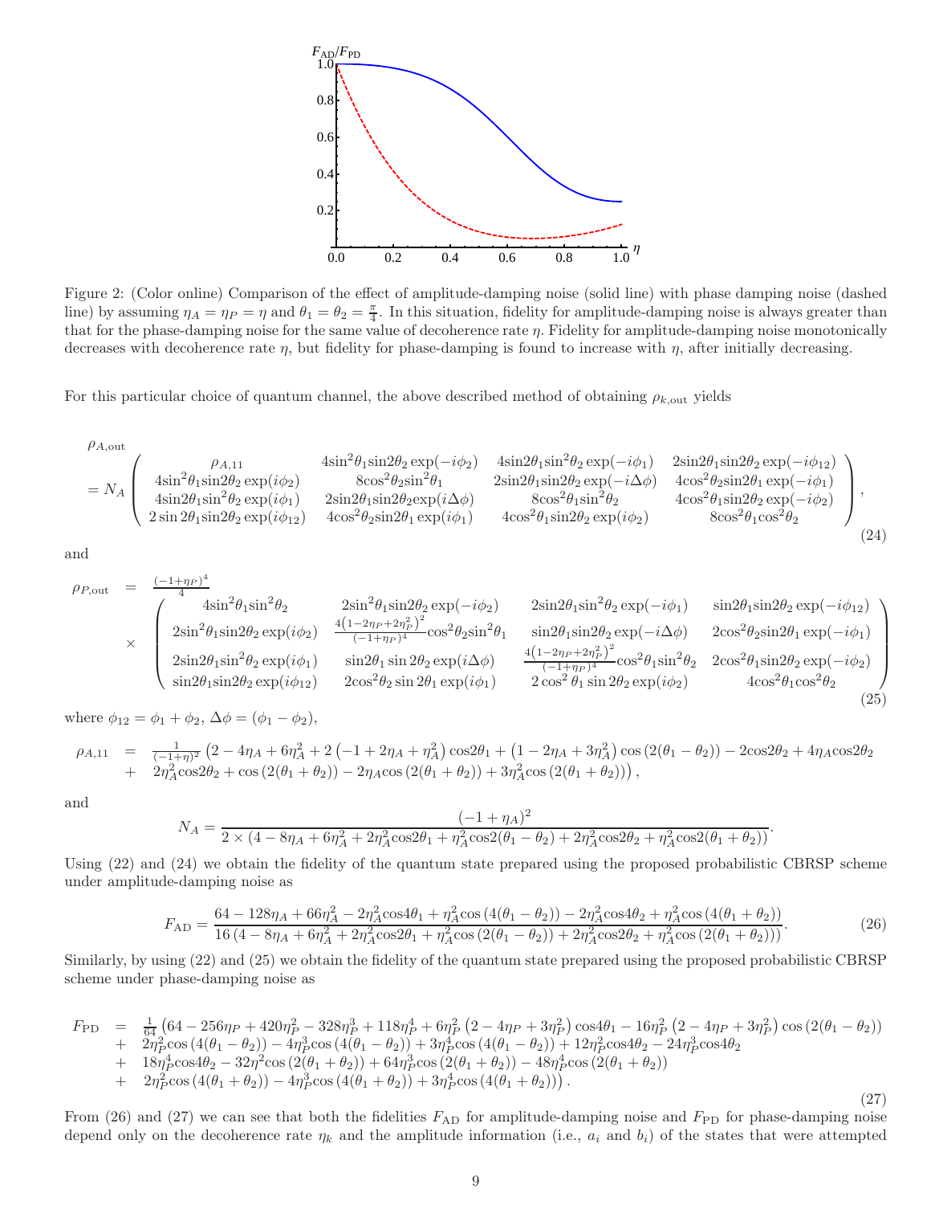Figure 2: (Color online) Comparison of the effect of amplitude-damping noise (solid line) with phase damping noise (dashed line) by assuming $\eta_A = \eta_P = \eta$ and $\theta_1 = \theta_2 = \frac{\pi}{4}$. In this situation, fidelity for amplitude-damping noise is always greater than that for the phase-damping noise for the same value of decoherence rate $\eta$. Fidelity for amplitude-damping noise monotonically decreases with decoherence rate $\eta$, but fidelity for phase-damping is found to increase with $\eta$, after initially decreasing.

For this particular choice of quantum channel, the above described method of obtaining $\rho_{k,\text{out}}$ yields

$$
\begin{array}{l}
\rho_{A,\text{out}} \\
= N_A \left(\begin{array}{cccc}
\rho_{A,11} & 4\sin^2\theta_1\sin2\theta_2\exp(-i\phi_2) & 4\sin2\theta_1\sin^2\theta_2\exp(-i\phi_1) & 2\sin2\theta_1\sin2\theta_2\exp(-i\phi_{12}) \\
4\sin^2\theta_1\sin2\theta_2\exp(i\phi_2) & 8\cos^2\theta_2\sin^2\theta_1 & 2\sin2\theta_1\sin2\theta_2\exp(-i\Delta\phi) & 4\cos^2\theta_2\sin2\theta_1\exp(-i\phi_1) \\
4\sin2\theta_1\sin^2\theta_2\exp(i\phi_1) & 2\sin2\theta_1\sin2\theta_2\exp(i\Delta\phi) & 8\cos^2\theta_1\sin^2\theta_2 & 4\cos^2\theta_1\sin2\theta_2\exp(-i\phi_2) \\
2\sin2\theta_1\sin2\theta_2\exp(i\phi_{12}) & 4\cos^2\theta_2\sin2\theta_1\exp(i\phi_1) & 4\cos^2\theta_1\sin2\theta_2\exp(i\phi_2) & 8\cos^2\theta_1\cos^2\theta_2
\end{array}\right),
\end{array}
\tag{24}
$$

and

$$
\begin{array}{rcl}
\rho_{P,\text{out}} & = & \frac{(-1+\eta_P)^4}{4} \\
& \times & \left(\begin{array}{cccc}
4\sin^2\theta_1\sin^2\theta_2 & 2\sin^2\theta_1\sin2\theta_2\exp(-i\phi_2) & 2\sin2\theta_1\sin^2\theta_2\exp(-i\phi_1) & \sin2\theta_1\sin2\theta_2\exp(-i\phi_{12}) \\
2\sin^2\theta_1\sin2\theta_2\exp(i\phi_2) & \frac{4\left(1-2\eta_P+2\eta_P^2\right)^2}{(-1+\eta_P)^4}\cos^2\theta_2\sin^2\theta_1 & \sin2\theta_1\sin2\theta_2\exp(-i\Delta\phi) & 2\cos^2\theta_2\sin2\theta_1\exp(-i\phi_1) \\
2\sin2\theta_1\sin^2\theta_2\exp(i\phi_1) & \sin2\theta_1\sin2\theta_2\exp(i\Delta\phi) & \frac{4\left(1-2\eta_P+2\eta_P^2\right)^2}{(-1+\eta_P)^4}\cos^2\theta_1\sin^2\theta_2 & 2\cos^2\theta_1\sin2\theta_2\exp(-i\phi_2) \\
\sin2\theta_1\sin2\theta_2\exp(i\phi_{12}) & 2\cos^2\theta_2\sin2\theta_1\exp(i\phi_1) & 2\cos^2\theta_1\sin2\theta_2\exp(i\phi_2) & 4\cos^2\theta_1\cos^2\theta_2
\end{array}\right)
\end{array}
\tag{25}
$$

where $\phi_{12} = \phi_1 + \phi_2$, $\Delta\phi = (\phi_1 - \phi_2)$,

$$
\begin{array}{rcl}
\rho_{A,11} & = & \frac{1}{(-1+\eta)^2}\left(2 - 4\eta_A + 6\eta_A^2 + 2\left(-1 + 2\eta_A + \eta_A^2\right)\cos2\theta_1 + \left(1 - 2\eta_A + 3\eta_A^2\right)\cos\left(2(\theta_1-\theta_2)\right) - 2\cos2\theta_2 + 4\eta_A\cos2\theta_2\right. \\
& + & \left. 2\eta_A^2\cos2\theta_2 + \cos\left(2(\theta_1+\theta_2)\right) - 2\eta_A\cos\left(2(\theta_1+\theta_2)\right) + 3\eta_A^2\cos\left(2(\theta_1+\theta_2)\right)\right),
\end{array}
$$

and

$$
N_A = \frac{(-1+\eta_A)^2}{2\times\left(4 - 8\eta_A + 6\eta_A^2 + 2\eta_A^2\cos2\theta_1 + \eta_A^2\cos2(\theta_1-\theta_2) + 2\eta_A^2\cos2\theta_2 + \eta_A^2\cos2(\theta_1+\theta_2)\right)}.
$$

Using (22) and (24) we obtain the fidelity of the quantum state prepared using the proposed probabilistic CBRSP scheme under amplitude-damping noise as

$$
F_{\text{AD}} = \frac{64 - 128\eta_A + 66\eta_A^2 - 2\eta_A^2\cos4\theta_1 + \eta_A^2\cos\left(4(\theta_1-\theta_2)\right) - 2\eta_A^2\cos4\theta_2 + \eta_A^2\cos\left(4(\theta_1+\theta_2)\right)}{16\left(4 - 8\eta_A + 6\eta_A^2 + 2\eta_A^2\cos2\theta_1 + \eta_A^2\cos\left(2(\theta_1-\theta_2)\right) + 2\eta_A^2\cos2\theta_2 + \eta_A^2\cos\left(2(\theta_1+\theta_2)\right)\right)}.
\tag{26}
$$

Similarly, by using (22) and (25) we obtain the fidelity of the quantum state prepared using the proposed probabilistic CBRSP scheme under phase-damping noise as

$$
\begin{array}{rcl}
F_{\text{PD}} & = & \frac{1}{64}\left(64 - 256\eta_P + 420\eta_P^2 - 328\eta_P^3 + 118\eta_P^4 + 6\eta_P^2\left(2 - 4\eta_P + 3\eta_P^2\right)\cos4\theta_1 - 16\eta_P^2\left(2 - 4\eta_P + 3\eta_P^2\right)\cos\left(2(\theta_1-\theta_2)\right)\right. \\
& + & 2\eta_P^2\cos\left(4(\theta_1-\theta_2)\right) - 4\eta_P^3\cos\left(4(\theta_1-\theta_2)\right) + 3\eta_P^4\cos\left(4(\theta_1-\theta_2)\right) + 12\eta_P^2\cos4\theta_2 - 24\eta_P^3\cos4\theta_2 \\
& + & 18\eta_P^4\cos4\theta_2 - 32\eta^2\cos\left(2(\theta_1+\theta_2)\right) + 64\eta_P^3\cos\left(2(\theta_1+\theta_2)\right) - 48\eta_P^4\cos\left(2(\theta_1+\theta_2)\right) \\
& + & \left. 2\eta_P^2\cos\left(4(\theta_1+\theta_2)\right) - 4\eta_P^3\cos\left(4(\theta_1+\theta_2)\right) + 3\eta_P^4\cos\left(4(\theta_1+\theta_2)\right)\right).
\end{array}
\tag{27}
$$

From (26) and (27) we can see that both the fidelities $F_{\text{AD}}$ for amplitude-damping noise and $F_{\text{PD}}$ for phase-damping noise depend only on the decoherence rate $\eta_k$ and the amplitude information (i.e., $a_i$ and $b_i$) of the states that were attempted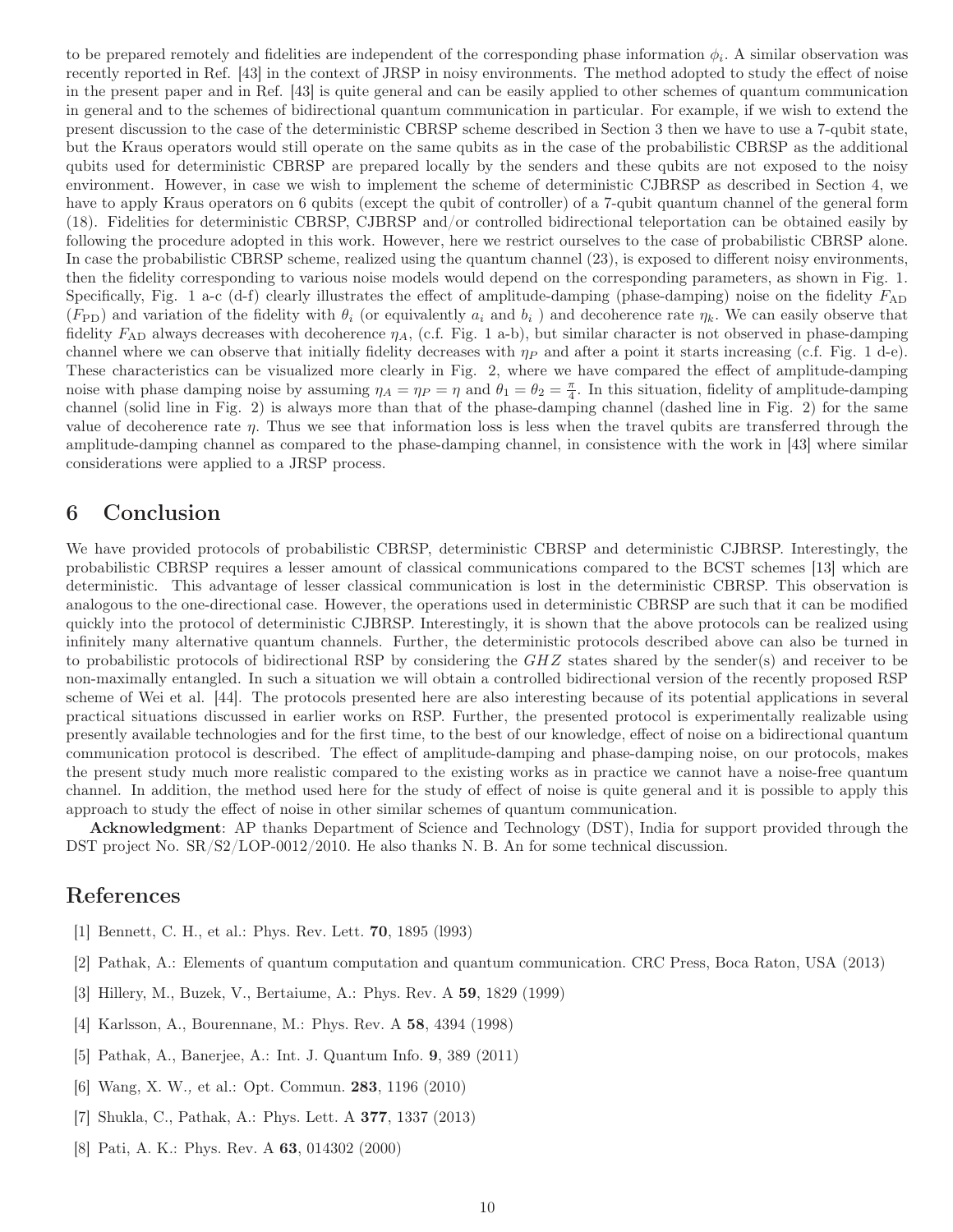to be prepared remotely and fidelities are independent of the corresponding phase information $\phi_i$. A similar observation was recently reported in Ref. [43] in the context of JRSP in noisy environments. The method adopted to study the effect of noise in the present paper and in Ref. [43] is quite general and can be easily applied to other schemes of quantum communication in general and to the schemes of bidirectional quantum communication in particular. For example, if we wish to extend the present discussion to the case of the deterministic CBRSP scheme described in Section 3 then we have to use a 7-qubit state, but the Kraus operators would still operate on the same qubits as in the case of the probabilistic CBRSP as the additional qubits used for deterministic CBRSP are prepared locally by the senders and these qubits are not exposed to the noisy environment. However, in case we wish to implement the scheme of deterministic CJBRSP as described in Section 4, we have to apply Kraus operators on 6 qubits (except the qubit of controller) of a 7-qubit quantum channel of the general form (18). Fidelities for deterministic CBRSP, CJBRSP and/or controlled bidirectional teleportation can be obtained easily by following the procedure adopted in this work. However, here we restrict ourselves to the case of probabilistic CBRSP alone. In case the probabilistic CBRSP scheme, realized using the quantum channel (23), is exposed to different noisy environments, then the fidelity corresponding to various noise models would depend on the corresponding parameters, as shown in Fig. 1. Specifically, Fig. 1 a-c (d-f) clearly illustrates the effect of amplitude-damping (phase-damping) noise on the fidelity $F_{\rm AD}$ ($F_{\rm PD}$) and variation of the fidelity with $\theta_i$ (or equivalently $a_i$ and $b_i$ ) and decoherence rate $\eta_k$. We can easily observe that fidelity $F_{\rm AD}$ always decreases with decoherence $\eta_A$, (c.f. Fig. 1 a-b), but similar character is not observed in phase-damping channel where we can observe that initially fidelity decreases with $\eta_P$ and after a point it starts increasing (c.f. Fig. 1 d-e). These characteristics can be visualized more clearly in Fig. 2, where we have compared the effect of amplitude-damping noise with phase damping noise by assuming $\eta_A = \eta_P = \eta$ and $\theta_1 = \theta_2 = \frac{\pi}{4}$. In this situation, fidelity of amplitude-damping channel (solid line in Fig. 2) is always more than that of the phase-damping channel (dashed line in Fig. 2) for the same value of decoherence rate $\eta$. Thus we see that information loss is less when the travel qubits are transferred through the amplitude-damping channel as compared to the phase-damping channel, in consistence with the work in [43] where similar considerations were applied to a JRSP process.

## 6 Conclusion

We have provided protocols of probabilistic CBRSP, deterministic CBRSP and deterministic CJBRSP. Interestingly, the probabilistic CBRSP requires a lesser amount of classical communications compared to the BCST schemes [13] which are deterministic. This advantage of lesser classical communication is lost in the deterministic CBRSP. This observation is analogous to the one-directional case. However, the operations used in deterministic CBRSP are such that it can be modified quickly into the protocol of deterministic CJBRSP. Interestingly, it is shown that the above protocols can be realized using infinitely many alternative quantum channels. Further, the deterministic protocols described above can also be turned in to probabilistic protocols of bidirectional RSP by considering the $GHZ$ states shared by the sender(s) and receiver to be non-maximally entangled. In such a situation we will obtain a controlled bidirectional version of the recently proposed RSP scheme of Wei et al. [44]. The protocols presented here are also interesting because of its potential applications in several practical situations discussed in earlier works on RSP. Further, the presented protocol is experimentally realizable using presently available technologies and for the first time, to the best of our knowledge, effect of noise on a bidirectional quantum communication protocol is described. The effect of amplitude-damping and phase-damping noise, on our protocols, makes the present study much more realistic compared to the existing works as in practice we cannot have a noise-free quantum channel. In addition, the method used here for the study of effect of noise is quite general and it is possible to apply this approach to study the effect of noise in other similar schemes of quantum communication.

**Acknowledgment**: AP thanks Department of Science and Technology (DST), India for support provided through the DST project No. SR/S2/LOP-0012/2010. He also thanks N. B. An for some technical discussion.

# References

[1] Bennett, C. H., et al.: Phys. Rev. Lett. **70**, 1895 (l993)

[2] Pathak, A.: Elements of quantum computation and quantum communication. CRC Press, Boca Raton, USA (2013)

[3] Hillery, M., Buzek, V., Bertaiume, A.: Phys. Rev. A **59**, 1829 (1999)

[4] Karlsson, A., Bourennane, M.: Phys. Rev. A **58**, 4394 (1998)

[5] Pathak, A., Banerjee, A.: Int. J. Quantum Info. **9**, 389 (2011)

[6] Wang, X. W., et al.: Opt. Commun. **283**, 1196 (2010)

[7] Shukla, C., Pathak, A.: Phys. Lett. A **377**, 1337 (2013)

[8] Pati, A. K.: Phys. Rev. A **63**, 014302 (2000)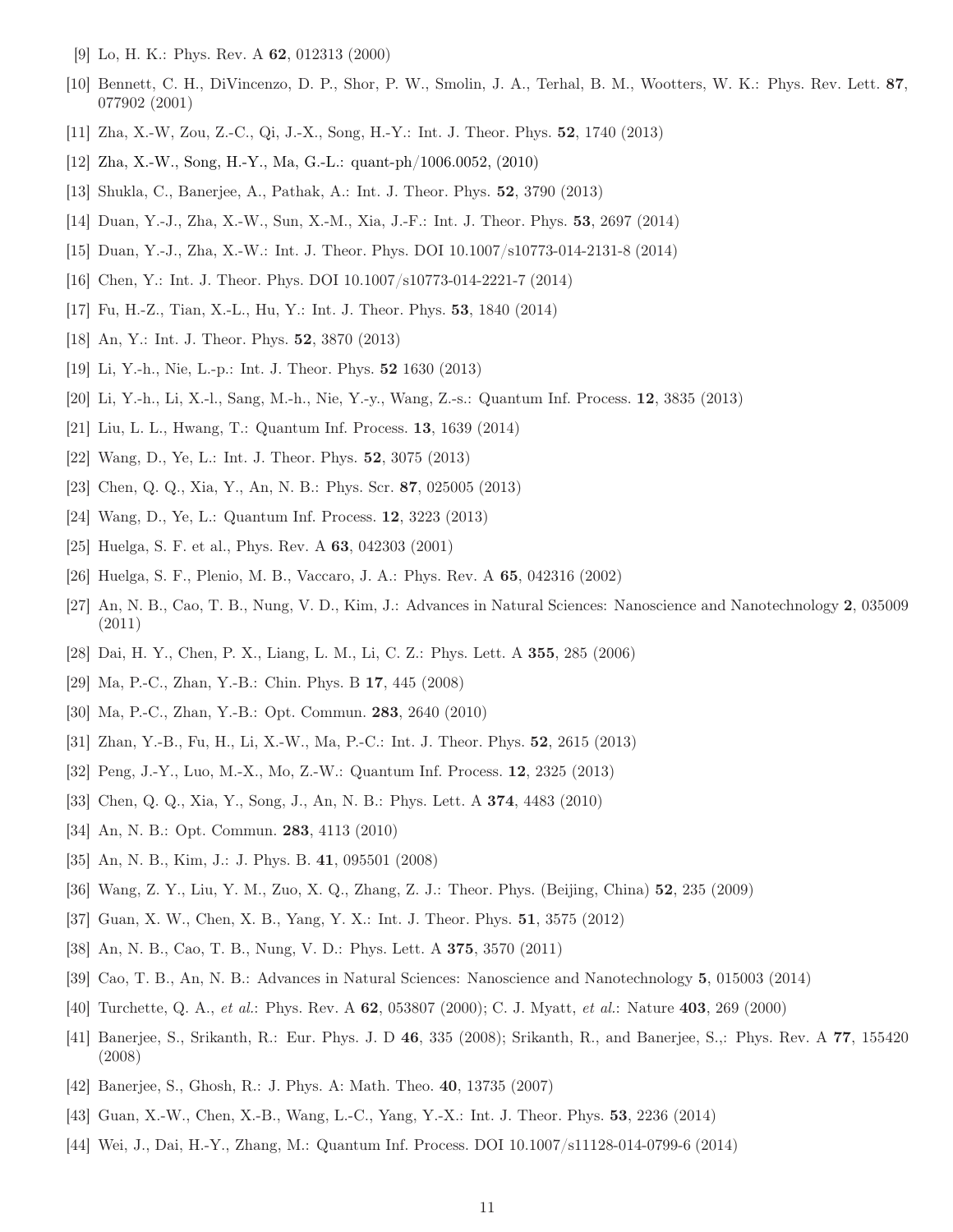[9] Lo, H. K.: Phys. Rev. A **62**, 012313 (2000)

[10] Bennett, C. H., DiVincenzo, D. P., Shor, P. W., Smolin, J. A., Terhal, B. M., Wootters, W. K.: Phys. Rev. Lett. **87**, 077902 (2001)

[11] Zha, X.-W, Zou, Z.-C., Qi, J.-X., Song, H.-Y.: Int. J. Theor. Phys. **52**, 1740 (2013)

[12] Zha, X.-W., Song, H.-Y., Ma, G.-L.: quant-ph/1006.0052, (2010)

[13] Shukla, C., Banerjee, A., Pathak, A.: Int. J. Theor. Phys. **52**, 3790 (2013)

[14] Duan, Y.-J., Zha, X.-W., Sun, X.-M., Xia, J.-F.: Int. J. Theor. Phys. **53**, 2697 (2014)

[15] Duan, Y.-J., Zha, X.-W.: Int. J. Theor. Phys. DOI 10.1007/s10773-014-2131-8 (2014)

[16] Chen, Y.: Int. J. Theor. Phys. DOI 10.1007/s10773-014-2221-7 (2014)

[17] Fu, H.-Z., Tian, X.-L., Hu, Y.: Int. J. Theor. Phys. **53**, 1840 (2014)

[18] An, Y.: Int. J. Theor. Phys. **52**, 3870 (2013)

[19] Li, Y.-h., Nie, L.-p.: Int. J. Theor. Phys. **52** 1630 (2013)

[20] Li, Y.-h., Li, X.-l., Sang, M.-h., Nie, Y.-y., Wang, Z.-s.: Quantum Inf. Process. **12**, 3835 (2013)

[21] Liu, L. L., Hwang, T.: Quantum Inf. Process. **13**, 1639 (2014)

[22] Wang, D., Ye, L.: Int. J. Theor. Phys. **52**, 3075 (2013)

[23] Chen, Q. Q., Xia, Y., An, N. B.: Phys. Scr. **87**, 025005 (2013)

[24] Wang, D., Ye, L.: Quantum Inf. Process. **12**, 3223 (2013)

[25] Huelga, S. F. et al., Phys. Rev. A **63**, 042303 (2001)

[26] Huelga, S. F., Plenio, M. B., Vaccaro, J. A.: Phys. Rev. A **65**, 042316 (2002)

[27] An, N. B., Cao, T. B., Nung, V. D., Kim, J.: Advances in Natural Sciences: Nanoscience and Nanotechnology **2**, 035009 (2011)

[28] Dai, H. Y., Chen, P. X., Liang, L. M., Li, C. Z.: Phys. Lett. A **355**, 285 (2006)

[29] Ma, P.-C., Zhan, Y.-B.: Chin. Phys. B **17**, 445 (2008)

[30] Ma, P.-C., Zhan, Y.-B.: Opt. Commun. **283**, 2640 (2010)

[31] Zhan, Y.-B., Fu, H., Li, X.-W., Ma, P.-C.: Int. J. Theor. Phys. **52**, 2615 (2013)

[32] Peng, J.-Y., Luo, M.-X., Mo, Z.-W.: Quantum Inf. Process. **12**, 2325 (2013)

[33] Chen, Q. Q., Xia, Y., Song, J., An, N. B.: Phys. Lett. A **374**, 4483 (2010)

[34] An, N. B.: Opt. Commun. **283**, 4113 (2010)

[35] An, N. B., Kim, J.: J. Phys. B. **41**, 095501 (2008)

[36] Wang, Z. Y., Liu, Y. M., Zuo, X. Q., Zhang, Z. J.: Theor. Phys. (Beijing, China) **52**, 235 (2009)

[37] Guan, X. W., Chen, X. B., Yang, Y. X.: Int. J. Theor. Phys. **51**, 3575 (2012)

[38] An, N. B., Cao, T. B., Nung, V. D.: Phys. Lett. A **375**, 3570 (2011)

[39] Cao, T. B., An, N. B.: Advances in Natural Sciences: Nanoscience and Nanotechnology **5**, 015003 (2014)

[40] Turchette, Q. A., *et al.*: Phys. Rev. A **62**, 053807 (2000); C. J. Myatt, *et al.*: Nature **403**, 269 (2000)

[41] Banerjee, S., Srikanth, R.: Eur. Phys. J. D **46**, 335 (2008); Srikanth, R., and Banerjee, S.,: Phys. Rev. A **77**, 155420 (2008)

[42] Banerjee, S., Ghosh, R.: J. Phys. A: Math. Theo. **40**, 13735 (2007)

[43] Guan, X.-W., Chen, X.-B., Wang, L.-C., Yang, Y.-X.: Int. J. Theor. Phys. **53**, 2236 (2014)

[44] Wei, J., Dai, H.-Y., Zhang, M.: Quantum Inf. Process. DOI 10.1007/s11128-014-0799-6 (2014)